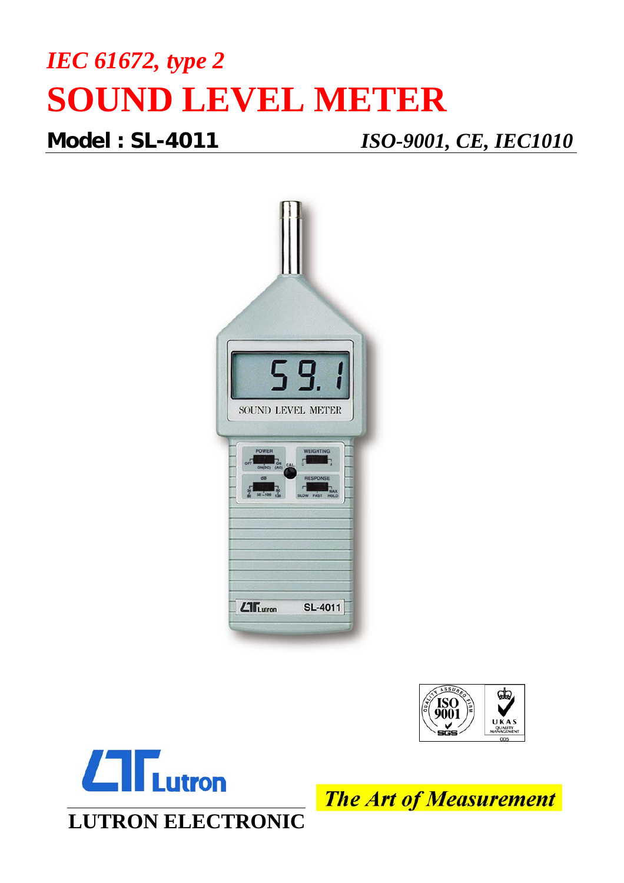*IEC 61672, type 2*

# SOUND LEVEL METER

**Model : SL-4011** *ISO-9001, CE, IEC1010*

**LUTRON ELECTRONIC**

*The Art of Measurement*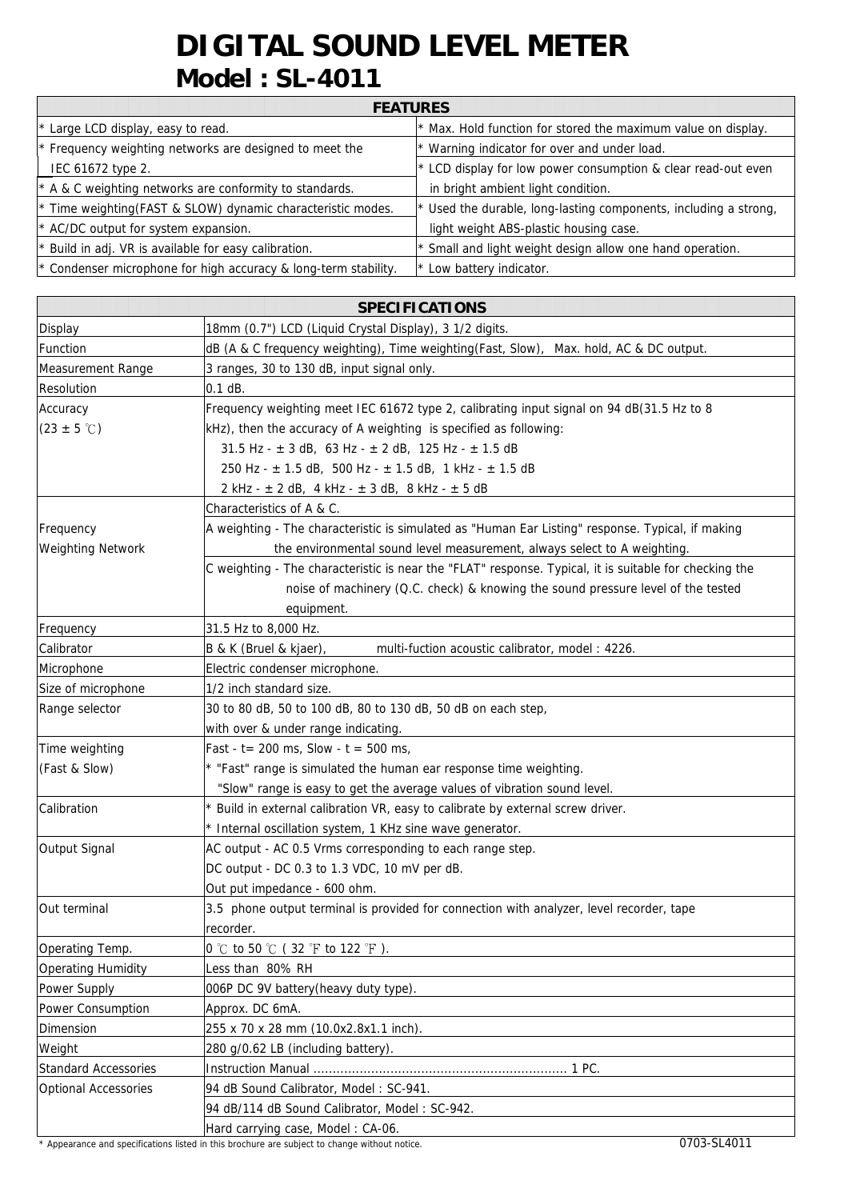# DIGITAL SOUND LEVEL METER

## Model : SL-4011

| FEATURES | |
|---|---|
| * Large LCD display, easy to read. | * Max. Hold function for stored the maximum value on display. |
| * Frequency weighting networks are designed to meet the IEC 61672 type 2. | * Warning indicator for over and under load. |
| | * LCD display for low power consumption & clear read-out even in bright ambient light condition. |
| * A & C weighting networks are conformity to standards. | |
| * Time weighting(FAST & SLOW) dynamic characteristic modes. | * Used the durable, long-lasting components, including a strong, light weight ABS-plastic housing case. |
| * AC/DC output for system expansion. | |
| * Build in adj. VR is available for easy calibration. | * Small and light weight design allow one hand operation. |
| * Condenser microphone for high accuracy & long-term stability. | * Low battery indicator. |

| SPECIFICATIONS | |
|---|---|
| Display | 18mm (0.7") LCD (Liquid Crystal Display), 3 1/2 digits. |
| Function | dB (A & C frequency weighting), Time weighting(Fast, Slow), Max. hold, AC & DC output. |
| Measurement Range | 3 ranges, 30 to 130 dB, input signal only. |
| Resolution | 0.1 dB. |
| Accuracy (23 ± 5 ℃) | Frequency weighting meet IEC 61672 type 2, calibrating input signal on 94 dB(31.5 Hz to 8 kHz), then the accuracy of A weighting is specified as following:<br>31.5 Hz - ± 3 dB, 63 Hz - ± 2 dB, 125 Hz - ± 1.5 dB<br>250 Hz - ± 1.5 dB, 500 Hz - ± 1.5 dB, 1 kHz - ± 1.5 dB<br>2 kHz - ± 2 dB, 4 kHz - ± 3 dB, 8 kHz - ± 5 dB |
| Frequency Weighting Network | Characteristics of A & C.<br>A weighting - The characteristic is simulated as "Human Ear Listing" response. Typical, if making the environmental sound level measurement, always select to A weighting.<br>C weighting - The characteristic is near the "FLAT" response. Typical, it is suitable for checking the noise of machinery (Q.C. check) & knowing the sound pressure level of the tested equipment. |
| Frequency | 31.5 Hz to 8,000 Hz. |
| Calibrator | B & K (Bruel & kjaer), multi-fuction acoustic calibrator, model : 4226. |
| Microphone | Electric condenser microphone. |
| Size of microphone | 1/2 inch standard size. |
| Range selector | 30 to 80 dB, 50 to 100 dB, 80 to 130 dB, 50 dB on each step, with over & under range indicating. |
| Time weighting (Fast & Slow) | Fast - t= 200 ms, Slow - t = 500 ms,<br>* "Fast" range is simulated the human ear response time weighting.<br>"Slow" range is easy to get the average values of vibration sound level. |
| Calibration | * Build in external calibration VR, easy to calibrate by external screw driver.<br>* Internal oscillation system, 1 KHz sine wave generator. |
| Output Signal | AC output - AC 0.5 Vrms corresponding to each range step.<br>DC output - DC 0.3 to 1.3 VDC, 10 mV per dB.<br>Out put impedance - 600 ohm. |
| Out terminal | 3.5 phone output terminal is provided for connection with analyzer, level recorder, tape recorder. |
| Operating Temp. | 0 ℃ to 50 ℃ ( 32 ℉ to 122 ℉ ). |
| Operating Humidity | Less than 80% RH |
| Power Supply | 006P DC 9V battery(heavy duty type). |
| Power Consumption | Approx. DC 6mA. |
| Dimension | 255 x 70 x 28 mm (10.0x2.8x1.1 inch). |
| Weight | 280 g/0.62 LB (including battery). |
| Standard Accessories | Instruction Manual .................................................................. 1 PC. |
| Optional Accessories | 94 dB Sound Calibrator, Model : SC-941.<br>94 dB/114 dB Sound Calibrator, Model : SC-942.<br>Hard carrying case, Model : CA-06. |

* Appearance and specifications listed in this brochure are subject to change without notice.

0703-SL4011